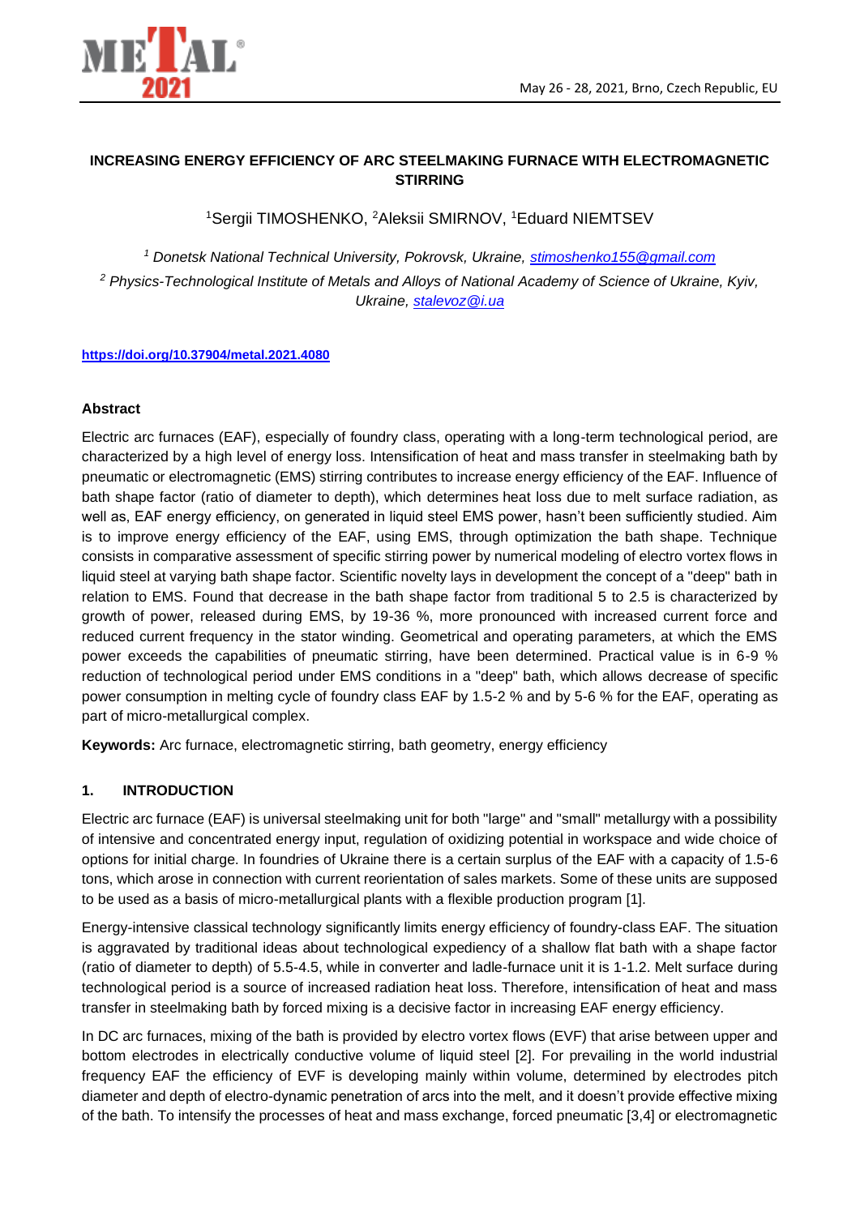# INCREASING ENERGY EFFICIENCY OF ARC STEELMAKING FURNACE WITH ELECTROMAGNETIC STIRRING

[1]Sergii TIMOSHENKO, [2]Aleksii SMIRNOV, [1]Eduard NIEMTSEV

*[1] Donetsk National Technical University, Pokrovsk, Ukraine, stimoshenko155@gmail.com*

*[2] Physics-Technological Institute of Metals and Alloys of National Academy of Science of Ukraine, Kyiv, Ukraine, stalevoz@i.ua*

**https://doi.org/10.37904/metal.2021.4080**

## Abstract

Electric arc furnaces (EAF), especially of foundry class, operating with a long-term technological period, are characterized by a high level of energy loss. Intensification of heat and mass transfer in steelmaking bath by pneumatic or electromagnetic (EMS) stirring contributes to increase energy efficiency of the EAF. Influence of bath shape factor (ratio of diameter to depth), which determines heat loss due to melt surface radiation, as well as, EAF energy efficiency, on generated in liquid steel EMS power, hasn't been sufficiently studied. Aim is to improve energy efficiency of the EAF, using EMS, through optimization the bath shape. Technique consists in comparative assessment of specific stirring power by numerical modeling of electro vortex flows in liquid steel at varying bath shape factor. Scientific novelty lays in development the concept of a "deep" bath in relation to EMS. Found that decrease in the bath shape factor from traditional 5 to 2.5 is characterized by growth of power, released during EMS, by 19-36 %, more pronounced with increased current force and reduced current frequency in the stator winding. Geometrical and operating parameters, at which the EMS power exceeds the capabilities of pneumatic stirring, have been determined. Practical value is in 6-9 % reduction of technological period under EMS conditions in a "deep" bath, which allows decrease of specific power consumption in melting cycle of foundry class EAF by 1.5-2 % and by 5-6 % for the EAF, operating as part of micro-metallurgical complex.

**Keywords:** Arc furnace, electromagnetic stirring, bath geometry, energy efficiency

## 1. INTRODUCTION

Electric arc furnace (EAF) is universal steelmaking unit for both "large" and "small" metallurgy with a possibility of intensive and concentrated energy input, regulation of oxidizing potential in workspace and wide choice of options for initial charge. In foundries of Ukraine there is a certain surplus of the EAF with a capacity of 1.5-6 tons, which arose in connection with current reorientation of sales markets. Some of these units are supposed to be used as a basis of micro-metallurgical plants with a flexible production program [1].

Energy-intensive classical technology significantly limits energy efficiency of foundry-class EAF. The situation is aggravated by traditional ideas about technological expediency of a shallow flat bath with a shape factor (ratio of diameter to depth) of 5.5-4.5, while in converter and ladle-furnace unit it is 1-1.2. Melt surface during technological period is a source of increased radiation heat loss. Therefore, intensification of heat and mass transfer in steelmaking bath by forced mixing is a decisive factor in increasing EAF energy efficiency.

In DC arc furnaces, mixing of the bath is provided by electro vortex flows (EVF) that arise between upper and bottom electrodes in electrically conductive volume of liquid steel [2]. For prevailing in the world industrial frequency EAF the efficiency of EVF is developing mainly within volume, determined by electrodes pitch diameter and depth of electro-dynamic penetration of arcs into the melt, and it doesn't provide effective mixing of the bath. To intensify the processes of heat and mass exchange, forced pneumatic [3,4] or electromagnetic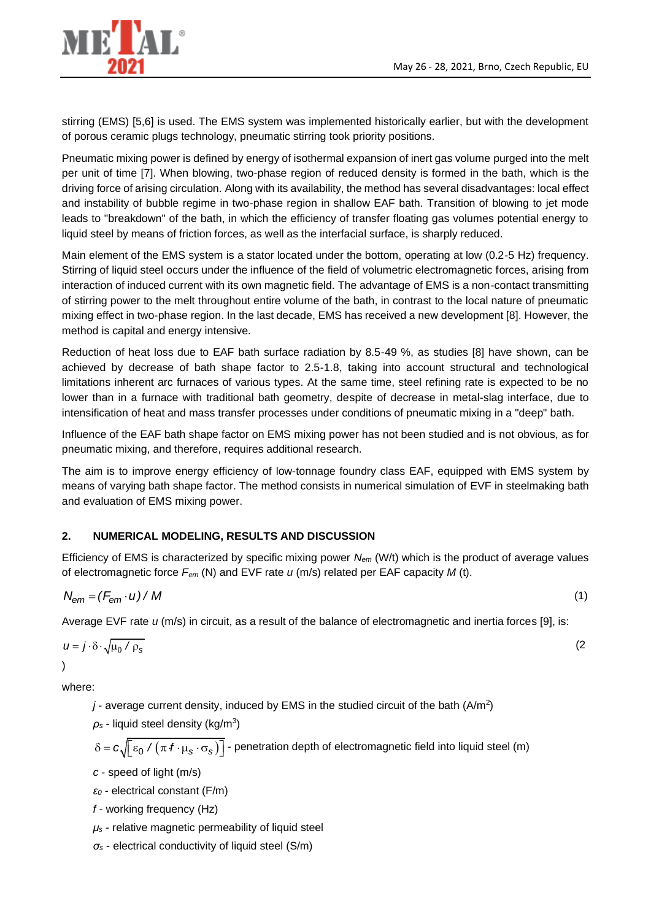stirring (EMS) [5,6] is used. The EMS system was implemented historically earlier, but with the development of porous ceramic plugs technology, pneumatic stirring took priority positions.

Pneumatic mixing power is defined by energy of isothermal expansion of inert gas volume purged into the melt per unit of time [7]. When blowing, two-phase region of reduced density is formed in the bath, which is the driving force of arising circulation. Along with its availability, the method has several disadvantages: local effect and instability of bubble regime in two-phase region in shallow EAF bath. Transition of blowing to jet mode leads to "breakdown" of the bath, in which the efficiency of transfer floating gas volumes potential energy to liquid steel by means of friction forces, as well as the interfacial surface, is sharply reduced.

Main element of the EMS system is a stator located under the bottom, operating at low (0.2-5 Hz) frequency. Stirring of liquid steel occurs under the influence of the field of volumetric electromagnetic forces, arising from interaction of induced current with its own magnetic field. The advantage of EMS is a non-contact transmitting of stirring power to the melt throughout entire volume of the bath, in contrast to the local nature of pneumatic mixing effect in two-phase region. In the last decade, EMS has received a new development [8]. However, the method is capital and energy intensive.

Reduction of heat loss due to EAF bath surface radiation by 8.5-49 %, as studies [8] have shown, can be achieved by decrease of bath shape factor to 2.5-1.8, taking into account structural and technological limitations inherent arc furnaces of various types. At the same time, steel refining rate is expected to be no lower than in a furnace with traditional bath geometry, despite of decrease in metal-slag interface, due to intensification of heat and mass transfer processes under conditions of pneumatic mixing in a "deep" bath.

Influence of the EAF bath shape factor on EMS mixing power has not been studied and is not obvious, as for pneumatic mixing, and therefore, requires additional research.

The aim is to improve energy efficiency of low-tonnage foundry class EAF, equipped with EMS system by means of varying bath shape factor. The method consists in numerical simulation of EVF in steelmaking bath and evaluation of EMS mixing power.

## 2. NUMERICAL MODELING, RESULTS AND DISCUSSION

Efficiency of EMS is characterized by specific mixing power $N_{em}$ (W/t) which is the product of average values of electromagnetic force $F_{em}$ (N) and EVF rate $u$ (m/s) related per EAF capacity $M$ (t).

$$N_{em} = (F_{em} \cdot u) / M \quad (1)$$

Average EVF rate $u$ (m/s) in circuit, as a result of the balance of electromagnetic and inertia forces [9], is:

$$u = j \cdot \delta \cdot \sqrt{\mu_0 / \rho_s} \quad (2)$$

where:

- $j$ - average current density, induced by EMS in the studied circuit of the bath (A/m$^2$)
- $\rho_s$ - liquid steel density (kg/m$^3$)
- $\delta = c\sqrt{\left[\varepsilon_0 / \left(\pi f \cdot \mu_s \cdot \sigma_s\right)\right]}$ - penetration depth of electromagnetic field into liquid steel (m)
- $c$ - speed of light (m/s)
- $\varepsilon_0$ - electrical constant (F/m)
- $f$ - working frequency (Hz)
- $\mu_s$ - relative magnetic permeability of liquid steel
- $\sigma_s$ - electrical conductivity of liquid steel (S/m)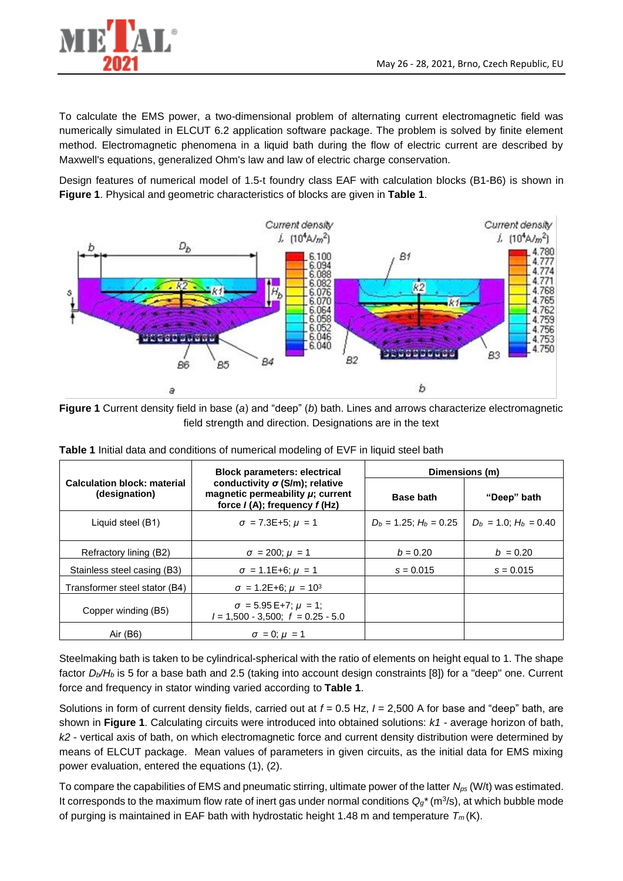To calculate the EMS power, a two-dimensional problem of alternating current electromagnetic field was numerically simulated in ELCUT 6.2 application software package. The problem is solved by finite element method. Electromagnetic phenomena in a liquid bath during the flow of electric current are described by Maxwell's equations, generalized Ohm's law and law of electric charge conservation.

Design features of numerical model of 1.5-t foundry class EAF with calculation blocks (B1-B6) is shown in **Figure 1**. Physical and geometric characteristics of blocks are given in **Table 1**.

**Figure 1** Current density field in base (*a*) and "deep" (*b*) bath. Lines and arrows characterize electromagnetic field strength and direction. Designations are in the text

**Table 1** Initial data and conditions of numerical modeling of EVF in liquid steel bath

| Calculation block: material (designation) | Block parameters: electrical conductivity $\sigma$ (S/m); relative magnetic permeability $\mu$; current force $I$ (A); frequency $f$ (Hz) | Dimensions (m) | |
|---|---|---|---|
| | | Base bath | "Deep" bath |
| Liquid steel (B1) | $\sigma$ = 7.3E+5; $\mu$ = 1 | $D_b$ = 1.25; $H_b$ = 0.25 | $D_b$ = 1.0; $H_b$ = 0.40 |
| Refractory lining (B2) | $\sigma$ = 200; $\mu$ = 1 | $b$ = 0.20 | $b$ = 0.20 |
| Stainless steel casing (B3) | $\sigma$ = 1.1E+6; $\mu$ = 1 | $s$ = 0.015 | $s$ = 0.015 |
| Transformer steel stator (B4) | $\sigma$ = 1.2E+6; $\mu$ = $10^3$ | | |
| Copper winding (B5) | $\sigma$ = 5.95 E+7; $\mu$ = 1; $I$ = 1,500 - 3,500; $f$ = 0.25 - 5.0 | | |
| Air (B6) | $\sigma$ = 0; $\mu$ = 1 | | |

Steelmaking bath is taken to be cylindrical-spherical with the ratio of elements on height equal to 1. The shape factor $D_b/H_b$ is 5 for a base bath and 2.5 (taking into account design constraints [8]) for a "deep" one. Current force and frequency in stator winding varied according to **Table 1**.

Solutions in form of current density fields, carried out at $f$ = 0.5 Hz, $I$ = 2,500 A for base and "deep" bath, are shown in **Figure 1**. Calculating circuits were introduced into obtained solutions: *k1* - average horizon of bath, *k2* - vertical axis of bath, on which electromagnetic force and current density distribution were determined by means of ELCUT package. Mean values of parameters in given circuits, as the initial data for EMS mixing power evaluation, entered the equations (1), (2).

To compare the capabilities of EMS and pneumatic stirring, ultimate power of the latter $N_{ps}$ (W/t) was estimated. It corresponds to the maximum flow rate of inert gas under normal conditions $Q_g$* ($m^3$/s), at which bubble mode of purging is maintained in EAF bath with hydrostatic height 1.48 m and temperature $T_m$ (K).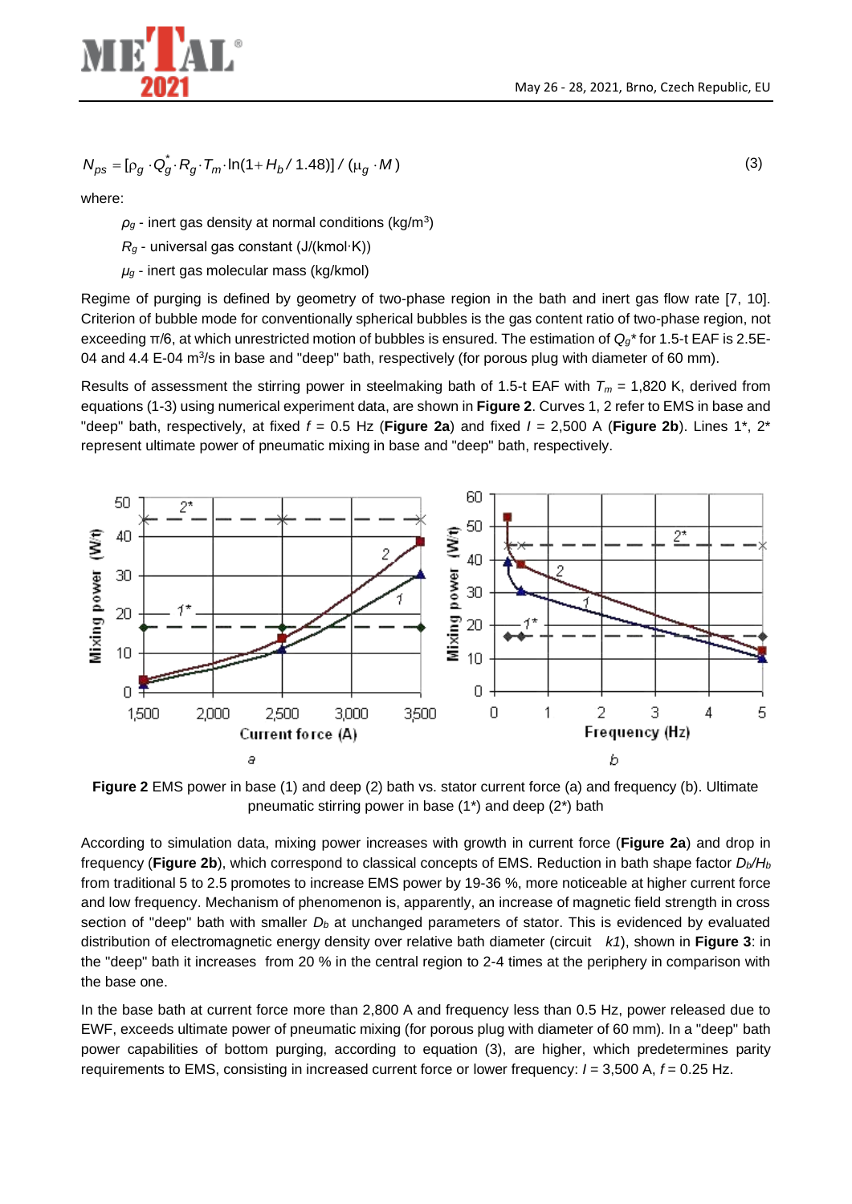$$N_{ps} = [\rho_g \cdot Q_g^* \cdot R_g \cdot T_m \cdot \ln(1 + H_b / 1.48)] / (\mu_g \cdot M) \qquad (3)$$

where:

$\rho_g$ - inert gas density at normal conditions (kg/m$^3$)

$R_g$ - universal gas constant (J/(kmol·K))

$\mu_g$ - inert gas molecular mass (kg/kmol)

Regime of purging is defined by geometry of two-phase region in the bath and inert gas flow rate [7, 10]. Criterion of bubble mode for conventionally spherical bubbles is the gas content ratio of two-phase region, not exceeding $\pi/6$, at which unrestricted motion of bubbles is ensured. The estimation of $Q_g$* for 1.5-t EAF is 2.5E-04 and 4.4 E-04 m$^3$/s in base and "deep" bath, respectively (for porous plug with diameter of 60 mm).

Results of assessment the stirring power in steelmaking bath of 1.5-t EAF with $T_m$ = 1,820 K, derived from equations (1-3) using numerical experiment data, are shown in **Figure 2**. Curves 1, 2 refer to EMS in base and "deep" bath, respectively, at fixed $f$ = 0.5 Hz (**Figure 2a**) and fixed $I$ = 2,500 A (**Figure 2b**). Lines 1*, 2* represent ultimate power of pneumatic mixing in base and "deep" bath, respectively.

**Figure 2** EMS power in base (1) and deep (2) bath vs. stator current force (a) and frequency (b). Ultimate pneumatic stirring power in base (1*) and deep (2*) bath

According to simulation data, mixing power increases with growth in current force (**Figure 2a**) and drop in frequency (**Figure 2b**), which correspond to classical concepts of EMS. Reduction in bath shape factor $D_b/H_b$ from traditional 5 to 2.5 promotes to increase EMS power by 19-36 %, more noticeable at higher current force and low frequency. Mechanism of phenomenon is, apparently, an increase of magnetic field strength in cross section of "deep" bath with smaller $D_b$ at unchanged parameters of stator. This is evidenced by evaluated distribution of electromagnetic energy density over relative bath diameter (circuit *k1*), shown in **Figure 3**: in the "deep" bath it increases from 20 % in the central region to 2-4 times at the periphery in comparison with the base one.

In the base bath at current force more than 2,800 A and frequency less than 0.5 Hz, power released due to EWF, exceeds ultimate power of pneumatic mixing (for porous plug with diameter of 60 mm). In a "deep" bath power capabilities of bottom purging, according to equation (3), are higher, which predetermines parity requirements to EMS, consisting in increased current force or lower frequency: $I$ = 3,500 A, $f$ = 0.25 Hz.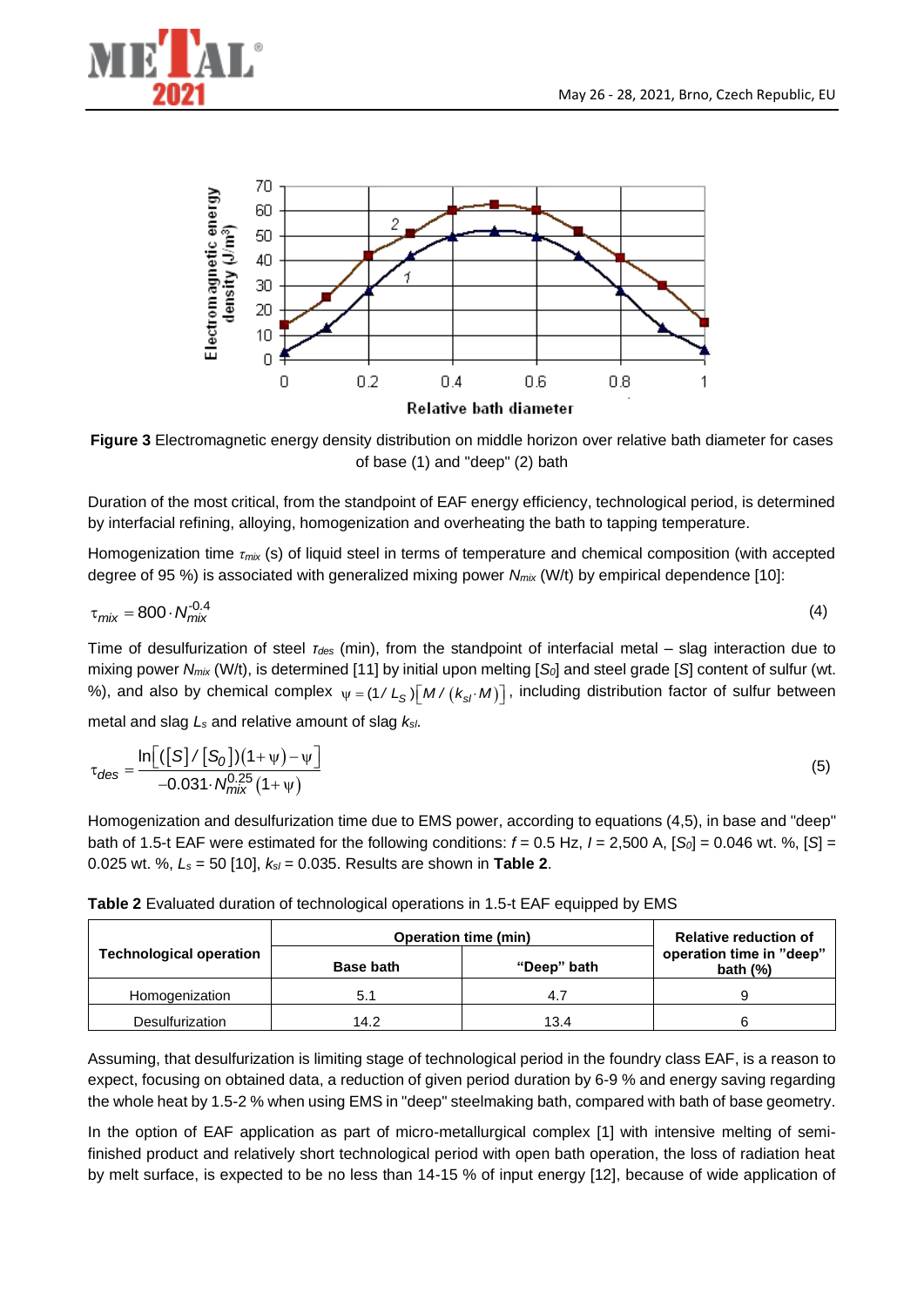Figure 3 Electromagnetic energy density distribution on middle horizon over relative bath diameter for cases of base (1) and "deep" (2) bath

Duration of the most critical, from the standpoint of EAF energy efficiency, technological period, is determined by interfacial refining, alloying, homogenization and overheating the bath to tapping temperature.

Homogenization time $\tau_{mix}$ (s) of liquid steel in terms of temperature and chemical composition (with accepted degree of 95 %) is associated with generalized mixing power $N_{mix}$ (W/t) by empirical dependence [10]:

$$\tau_{mix} = 800 \cdot N_{mix}^{-0.4} \tag{4}$$

Time of desulfurization of steel $\tau_{des}$ (min), from the standpoint of interfacial metal – slag interaction due to mixing power $N_{mix}$ (W/t), is determined [11] by initial upon melting [$S_0$] and steel grade [$S$] content of sulfur (wt. %), and also by chemical complex $\psi = (1/L_S)\left[M/(k_{sl} \cdot M)\right]$, including distribution factor of sulfur between metal and slag $L_s$ and relative amount of slag $k_{sl}$.

$$\tau_{des} = \frac{\ln\left[([S]/[S_0])(1+\psi)-\psi\right]}{-0.031 \cdot N_{mix}^{0.25}(1+\psi)} \tag{5}$$

Homogenization and desulfurization time due to EMS power, according to equations (4,5), in base and "deep" bath of 1.5-t EAF were estimated for the following conditions: $f$ = 0.5 Hz, $I$ = 2,500 A, [$S_0$] = 0.046 wt. %, [$S$] = 0.025 wt. %, $L_s$ = 50 [10], $k_{sl}$ = 0.035. Results are shown in **Table 2**.

**Table 2** Evaluated duration of technological operations in 1.5-t EAF equipped by EMS

| Technological operation | Operation time (min) | | Relative reduction of operation time in "deep" bath (%) |
|---|---|---|---|
| | Base bath | "Deep" bath | |
| Homogenization | 5.1 | 4.7 | 9 |
| Desulfurization | 14.2 | 13.4 | 6 |

Assuming, that desulfurization is limiting stage of technological period in the foundry class EAF, is a reason to expect, focusing on obtained data, a reduction of given period duration by 6-9 % and energy saving regarding the whole heat by 1.5-2 % when using EMS in "deep" steelmaking bath, compared with bath of base geometry.

In the option of EAF application as part of micro-metallurgical complex [1] with intensive melting of semi-finished product and relatively short technological period with open bath operation, the loss of radiation heat by melt surface, is expected to be no less than 14-15 % of input energy [12], because of wide application of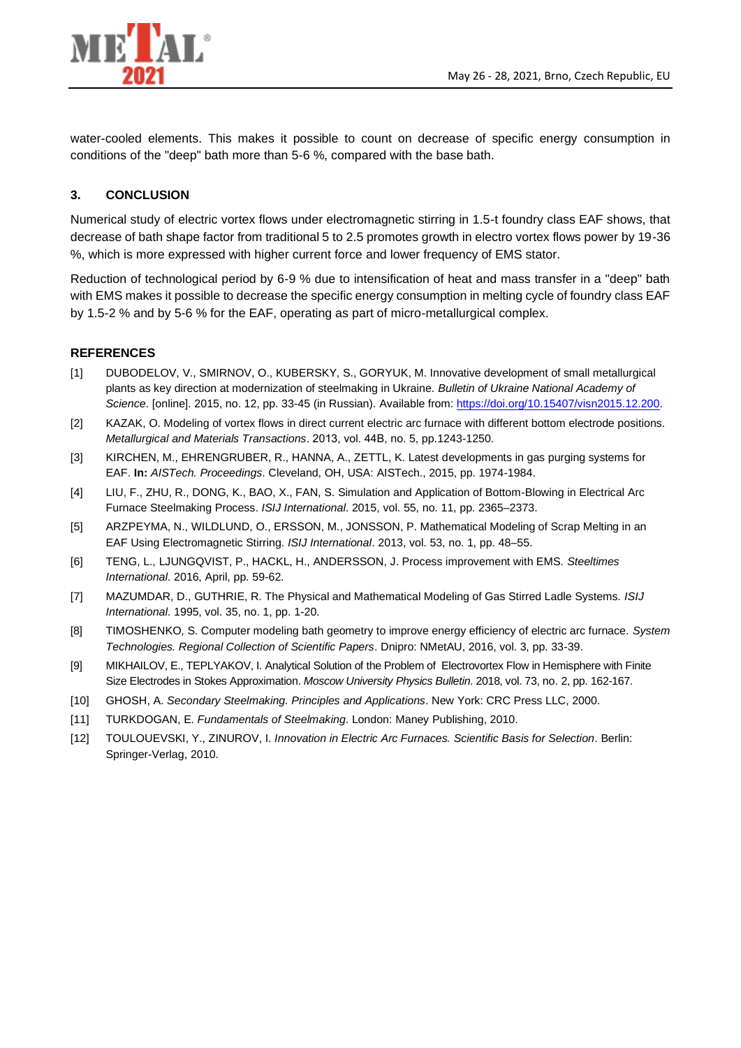water-cooled elements. This makes it possible to count on decrease of specific energy consumption in conditions of the "deep" bath more than 5-6 %, compared with the base bath.

## 3. CONCLUSION

Numerical study of electric vortex flows under electromagnetic stirring in 1.5-t foundry class EAF shows, that decrease of bath shape factor from traditional 5 to 2.5 promotes growth in electro vortex flows power by 19-36 %, which is more expressed with higher current force and lower frequency of EMS stator.

Reduction of technological period by 6-9 % due to intensification of heat and mass transfer in a "deep" bath with EMS makes it possible to decrease the specific energy consumption in melting cycle of foundry class EAF by 1.5-2 % and by 5-6 % for the EAF, operating as part of micro-metallurgical complex.

## REFERENCES

[1] DUBODELOV, V., SMIRNOV, O., KUBERSKY, S., GORYUK, M. Innovative development of small metallurgical plants as key direction at modernization of steelmaking in Ukraine. *Bulletin of Ukraine National Academy of Science*. [online]. 2015, no. 12, pp. 33-45 (in Russian). Available from: https://doi.org/10.15407/visn2015.12.200.

[2] KAZAK, O. Modeling of vortex flows in direct current electric arc furnace with different bottom electrode positions. *Metallurgical and Materials Transactions*. 2013, vol. 44B, no. 5, pp.1243-1250.

[3] KIRCHEN, M., EHRENGRUBER, R., HANNA, A., ZETTL, K. Latest developments in gas purging systems for EAF. **In:** *AISTech. Proceedings*. Cleveland, OH, USA: AISTech., 2015, pp. 1974-1984.

[4] LIU, F., ZHU, R., DONG, K., BAO, X., FAN, S. Simulation and Application of Bottom-Blowing in Electrical Arc Furnace Steelmaking Process. *ISIJ International*. 2015, vol. 55, no. 11, pp. 2365–2373.

[5] ARZPEYMA, N., WILDLUND, O., ERSSON, M., JONSSON, P. Mathematical Modeling of Scrap Melting in an EAF Using Electromagnetic Stirring. *ISIJ International*. 2013, vol. 53, no. 1, pp. 48–55.

[6] TENG, L., LJUNGQVIST, P., HACKL, H., ANDERSSON, J. Process improvement with EMS. *Steeltimes International*. 2016, April, pp. 59-62.

[7] MAZUMDAR, D., GUTHRIE, R. The Physical and Mathematical Modeling of Gas Stirred Ladle Systems. *ISIJ International*. 1995, vol. 35, no. 1, pp. 1-20.

[8] TIMOSHENKO, S. Computer modeling bath geometry to improve energy efficiency of electric arc furnace. *System Technologies. Regional Collection of Scientific Papers*. Dnipro: NMetAU, 2016, vol. 3, pp. 33-39.

[9] MIKHAILOV, E., TEPLYAKOV, I. Analytical Solution of the Problem of Electrovortex Flow in Hemisphere with Finite Size Electrodes in Stokes Approximation. *Moscow University Physics Bulletin.* 2018, vol. 73, no. 2, pp. 162-167.

[10] GHOSH, A. *Secondary Steelmaking. Principles and Applications*. New York: CRC Press LLC, 2000.

[11] TURKDOGAN, E. *Fundamentals of Steelmaking*. London: Maney Publishing, 2010.

[12] TOULOUEVSKI, Y., ZINUROV, I. *Innovation in Electric Arc Furnaces. Scientific Basis for Selection*. Berlin: Springer-Verlag, 2010.